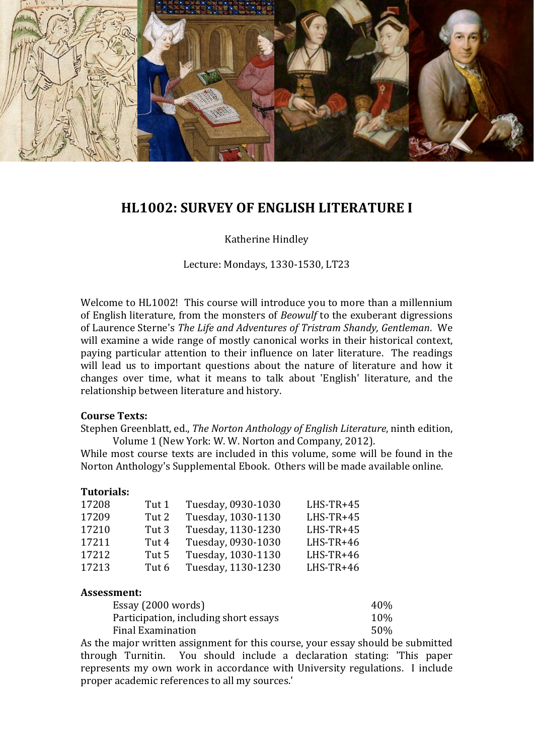# HL1002: SURVEY OF ENGLISH LITERATURE I

Katherine Hindley

Lecture: Mondays, 1330-1530, LT23

Welcome to HL1002! This course will introduce you to more than a millennium of English literature, from the monsters of *Beowulf* to the exuberant digressions of Laurence Sterne's *The Life and Adventures of Tristram Shandy, Gentleman*. We will examine a wide range of mostly canonical works in their historical context, paying particular attention to their influence on later literature. The readings will lead us to important questions about the nature of literature and how it changes over time, what it means to talk about 'English' literature, and the relationship between literature and history.

**Course Texts:**

Stephen Greenblatt, ed., *The Norton Anthology of English Literature*, ninth edition, Volume 1 (New York: W. W. Norton and Company, 2012).

While most course texts are included in this volume, some will be found in the Norton Anthology's Supplemental Ebook. Others will be made available online.

**Tutorials:**

| | | | |
|---|---|---|---|
| 17208 | Tut 1 | Tuesday, 0930-1030 | LHS-TR+45 |
| 17209 | Tut 2 | Tuesday, 1030-1130 | LHS-TR+45 |
| 17210 | Tut 3 | Tuesday, 1130-1230 | LHS-TR+45 |
| 17211 | Tut 4 | Tuesday, 0930-1030 | LHS-TR+46 |
| 17212 | Tut 5 | Tuesday, 1030-1130 | LHS-TR+46 |
| 17213 | Tut 6 | Tuesday, 1130-1230 | LHS-TR+46 |

**Assessment:**

| | |
|---|---|
| Essay (2000 words) | 40% |
| Participation, including short essays | 10% |
| Final Examination | 50% |

As the major written assignment for this course, your essay should be submitted through Turnitin. You should include a declaration stating: 'This paper represents my own work in accordance with University regulations. I include proper academic references to all my sources.'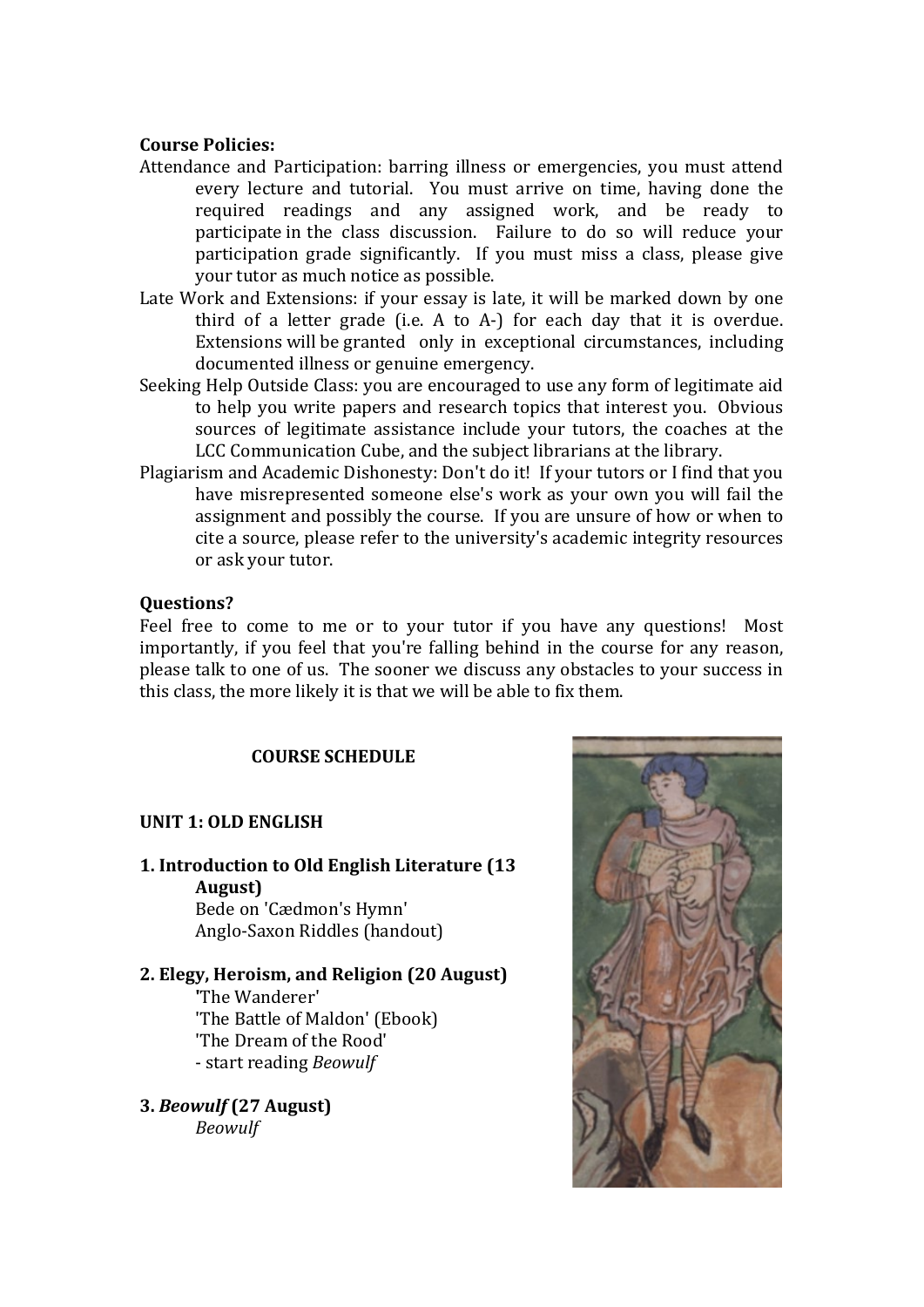**Course Policies:**

Attendance and Participation: barring illness or emergencies, you must attend every lecture and tutorial. You must arrive on time, having done the required readings and any assigned work, and be ready to participate in the class discussion. Failure to do so will reduce your participation grade significantly. If you must miss a class, please give your tutor as much notice as possible.

Late Work and Extensions: if your essay is late, it will be marked down by one third of a letter grade (i.e. A to A-) for each day that it is overdue. Extensions will be granted only in exceptional circumstances, including documented illness or genuine emergency.

Seeking Help Outside Class: you are encouraged to use any form of legitimate aid to help you write papers and research topics that interest you. Obvious sources of legitimate assistance include your tutors, the coaches at the LCC Communication Cube, and the subject librarians at the library.

Plagiarism and Academic Dishonesty: Don't do it! If your tutors or I find that you have misrepresented someone else's work as your own you will fail the assignment and possibly the course. If you are unsure of how or when to cite a source, please refer to the university's academic integrity resources or ask your tutor.

**Questions?**

Feel free to come to me or to your tutor if you have any questions! Most importantly, if you feel that you're falling behind in the course for any reason, please talk to one of us. The sooner we discuss any obstacles to your success in this class, the more likely it is that we will be able to fix them.

## COURSE SCHEDULE

### UNIT 1: OLD ENGLISH

**1. Introduction to Old English Literature (13 August)**

Bede on 'Cædmon's Hymn'
Anglo-Saxon Riddles (handout)

**2. Elegy, Heroism, and Religion (20 August)**

'The Wanderer'
'The Battle of Maldon' (Ebook)
'The Dream of the Rood'
- start reading *Beowulf*

**3. *Beowulf* (27 August)**

*Beowulf*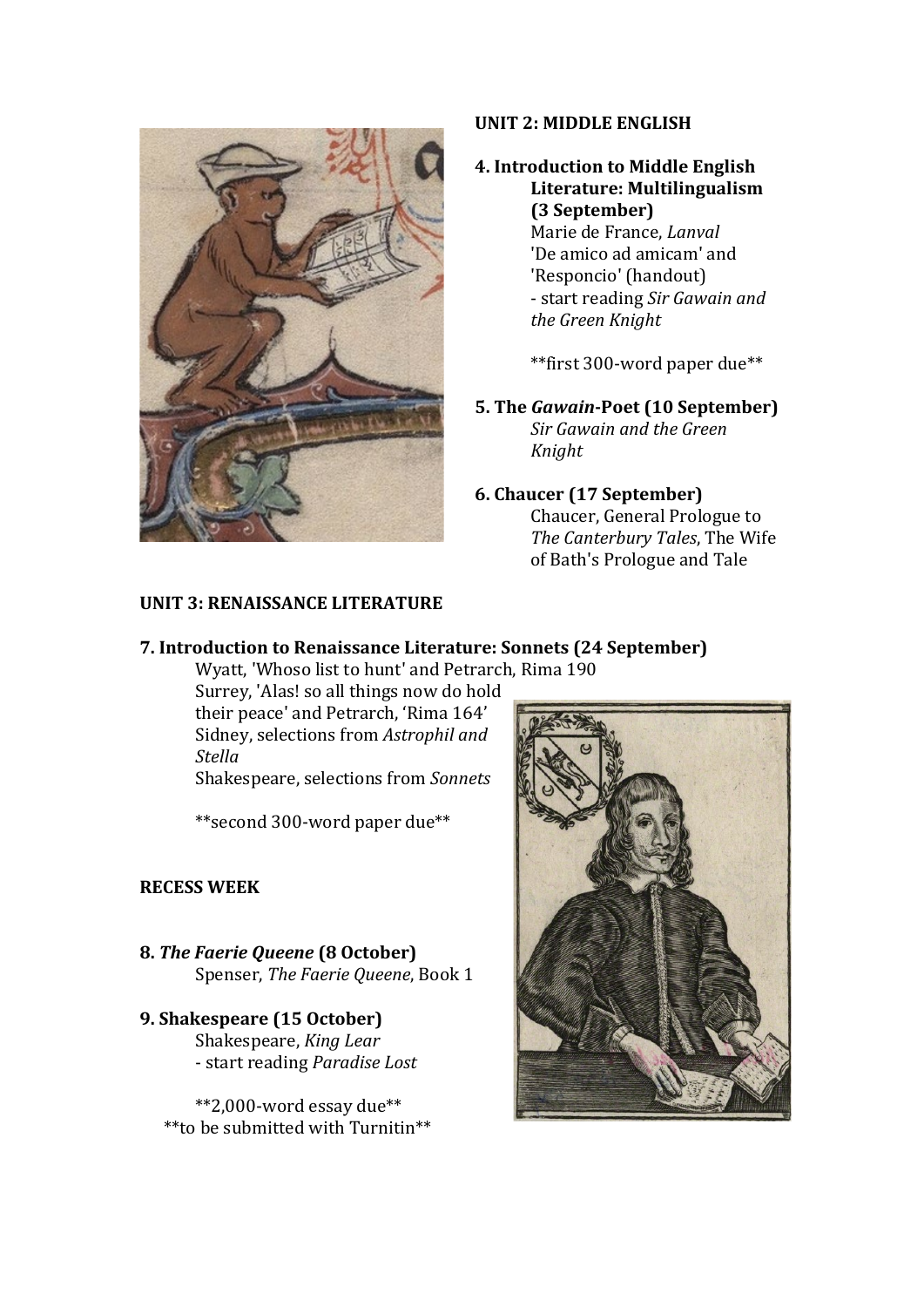**UNIT 2: MIDDLE ENGLISH**

**4. Introduction to Middle English Literature: Multilingualism (3 September)**

Marie de France, *Lanval*
'De amico ad amicam' and 'Responcio' (handout)
- start reading *Sir Gawain and the Green Knight*

**first 300-word paper due**

**5. The *Gawain*-Poet (10 September)**

*Sir Gawain and the Green Knight*

**6. Chaucer (17 September)**

Chaucer, General Prologue to *The Canterbury Tales*, The Wife of Bath's Prologue and Tale

**UNIT 3: RENAISSANCE LITERATURE**

**7. Introduction to Renaissance Literature: Sonnets (24 September)**

Wyatt, 'Whoso list to hunt' and Petrarch, Rima 190
Surrey, 'Alas! so all things now do hold their peace' and Petrarch, 'Rima 164'
Sidney, selections from *Astrophil and Stella*
Shakespeare, selections from *Sonnets*

**second 300-word paper due**

**RECESS WEEK**

**8. *The Faerie Queene* (8 October)**

Spenser, *The Faerie Queene*, Book 1

**9. Shakespeare (15 October)**

Shakespeare, *King Lear*
- start reading *Paradise Lost*

**2,000-word essay due**
**to be submitted with Turnitin**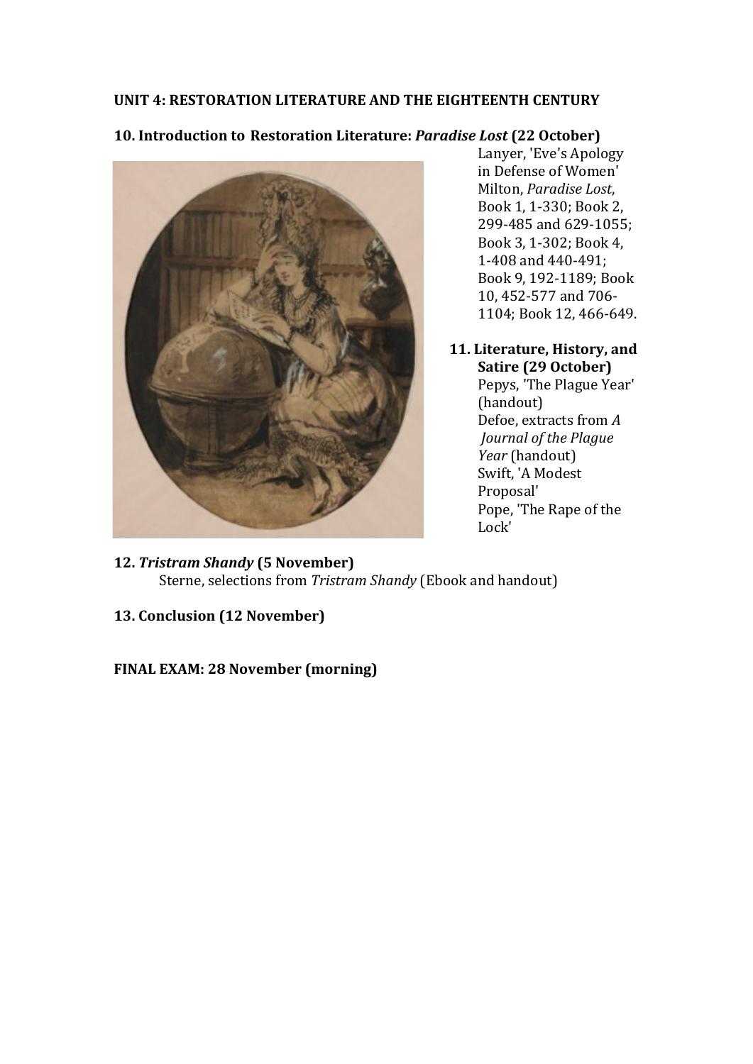**UNIT 4: RESTORATION LITERATURE AND THE EIGHTEENTH CENTURY**

**10. Introduction to Restoration Literature: *Paradise Lost* (22 October)**

Lanyer, 'Eve's Apology in Defense of Women'
Milton, *Paradise Lost*, Book 1, 1-330; Book 2, 299-485 and 629-1055; Book 3, 1-302; Book 4, 1-408 and 440-491; Book 9, 192-1189; Book 10, 452-577 and 706-1104; Book 12, 466-649.

**11. Literature, History, and Satire (29 October)**

Pepys, 'The Plague Year' (handout)
Defoe, extracts from *A Journal of the Plague Year* (handout)
Swift, 'A Modest Proposal'
Pope, 'The Rape of the Lock'

**12. *Tristram Shandy* (5 November)**

Sterne, selections from *Tristram Shandy* (Ebook and handout)

**13. Conclusion (12 November)**

**FINAL EXAM: 28 November (morning)**